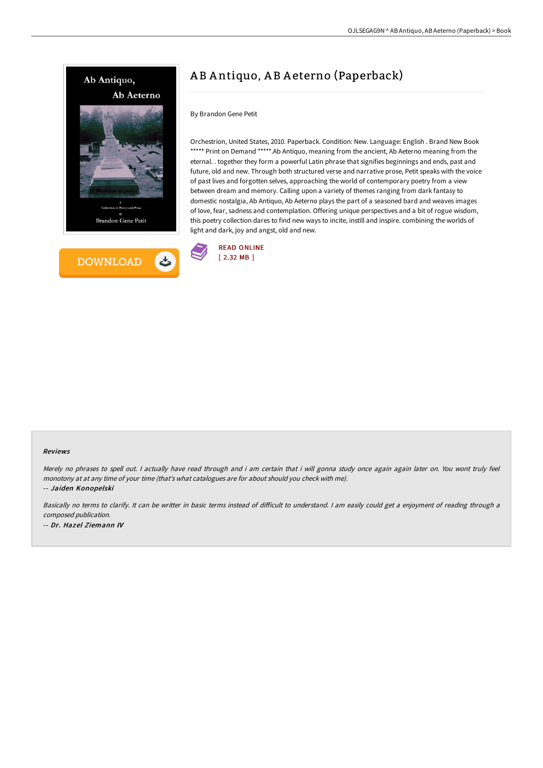# AB Antiquo, AB Aeterno (Paperback)

By Brandon Gene Petit

Orchestrion, United States, 2010. Paperback. Condition: New. Language: English . Brand New Book ***** Print on Demand *****.Ab Antiquo, meaning from the ancient, Ab Aeterno meaning from the eternal. . together they form a powerful Latin phrase that signifies beginnings and ends, past and future, old and new. Through both structured verse and narrative prose, Petit speaks with the voice of past lives and forgotten selves, approaching the world of contemporary poetry from a view between dream and memory. Calling upon a variety of themes ranging from dark fantasy to domestic nostalgia, Ab Antiquo, Ab Aeterno plays the part of a seasoned bard and weaves images of love, fear, sadness and contemplation. Offering unique perspectives and a bit of rogue wisdom, this poetry collection dares to find new ways to incite, instill and inspire. combining the worlds of light and dark, joy and angst, old and new.

READ ONLINE
[ 2.32 MB ]

### Reviews

*Merely no phrases to spell out. I actually have read through and i am certain that i will gonna study once again again later on. You wont truly feel monotony at at any time of your time (that's what catalogues are for about should you check with me).*

*-- Jaiden Konopelski*

*Basically no terms to clarify. It can be writter in basic terms instead of difficult to understand. I am easily could get a enjoyment of reading through a composed publication.*

*-- Dr. Hazel Ziemann IV*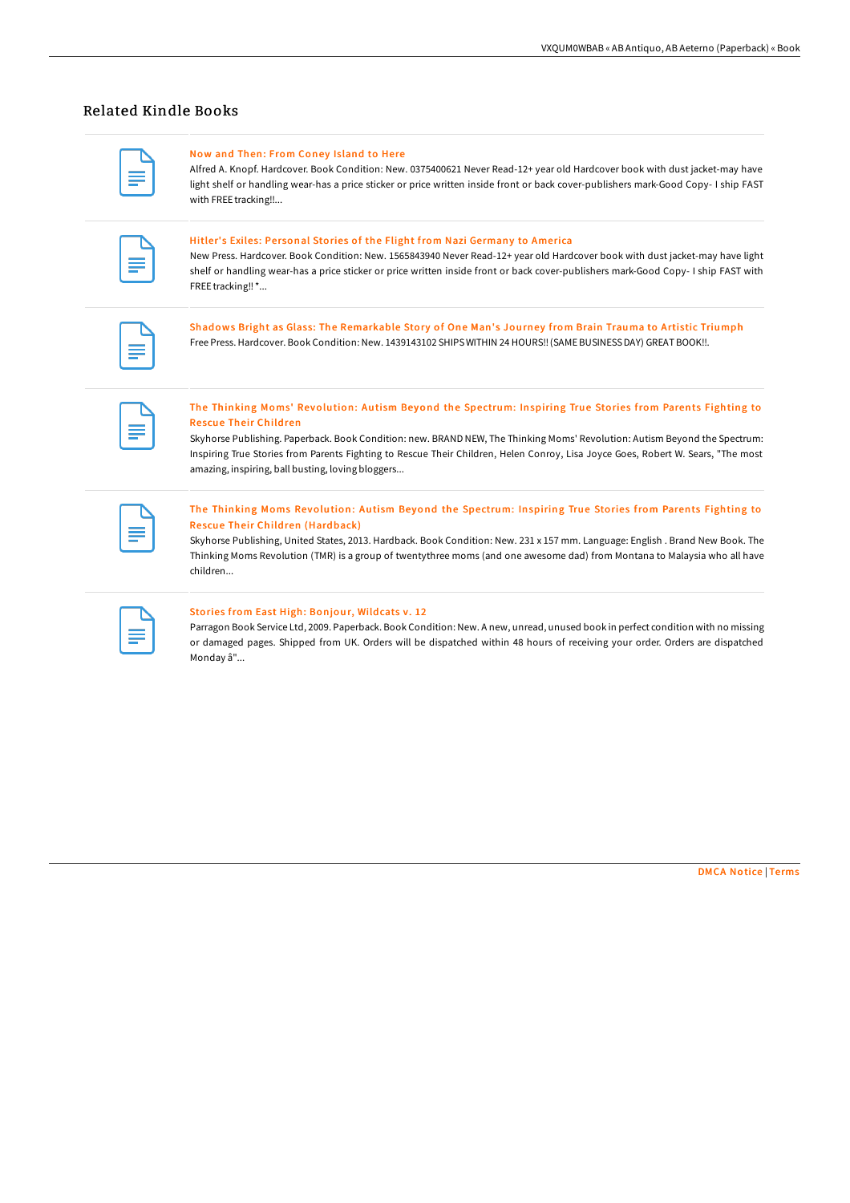## Related Kindle Books

### Now and Then: From Coney Island to Here

Alfred A. Knopf. Hardcover. Book Condition: New. 0375400621 Never Read-12+ year old Hardcover book with dust jacket-may have light shelf or handling wear-has a price sticker or price written inside front or back cover-publishers mark-Good Copy- I ship FAST with FREE tracking!!...

### Hitler's Exiles: Personal Stories of the Flight from Nazi Germany to America

New Press. Hardcover. Book Condition: New. 1565843940 Never Read-12+ year old Hardcover book with dust jacket-may have light shelf or handling wear-has a price sticker or price written inside front or back cover-publishers mark-Good Copy- I ship FAST with FREE tracking!! *...

### Shadows Bright as Glass: The Remarkable Story of One Man's Journey from Brain Trauma to Artistic Triumph

Free Press. Hardcover. Book Condition: New. 1439143102 SHIPS WITHIN 24 HOURS!! (SAME BUSINESS DAY) GREAT BOOK!!.

### The Thinking Moms' Revolution: Autism Beyond the Spectrum: Inspiring True Stories from Parents Fighting to Rescue Their Children

Skyhorse Publishing. Paperback. Book Condition: new. BRAND NEW, The Thinking Moms' Revolution: Autism Beyond the Spectrum: Inspiring True Stories from Parents Fighting to Rescue Their Children, Helen Conroy, Lisa Joyce Goes, Robert W. Sears, "The most amazing, inspiring, ball busting, loving bloggers...

### The Thinking Moms Revolution: Autism Beyond the Spectrum: Inspiring True Stories from Parents Fighting to Rescue Their Children (Hardback)

Skyhorse Publishing, United States, 2013. Hardback. Book Condition: New. 231 x 157 mm. Language: English . Brand New Book. The Thinking Moms Revolution (TMR) is a group of twentythree moms (and one awesome dad) from Montana to Malaysia who all have children...

### Stories from East High: Bonjour, Wildcats v. 12

Parragon Book Service Ltd, 2009. Paperback. Book Condition: New. A new, unread, unused book in perfect condition with no missing or damaged pages. Shipped from UK. Orders will be dispatched within 48 hours of receiving your order. Orders are dispatched Monday â"...

DMCA Notice | Terms